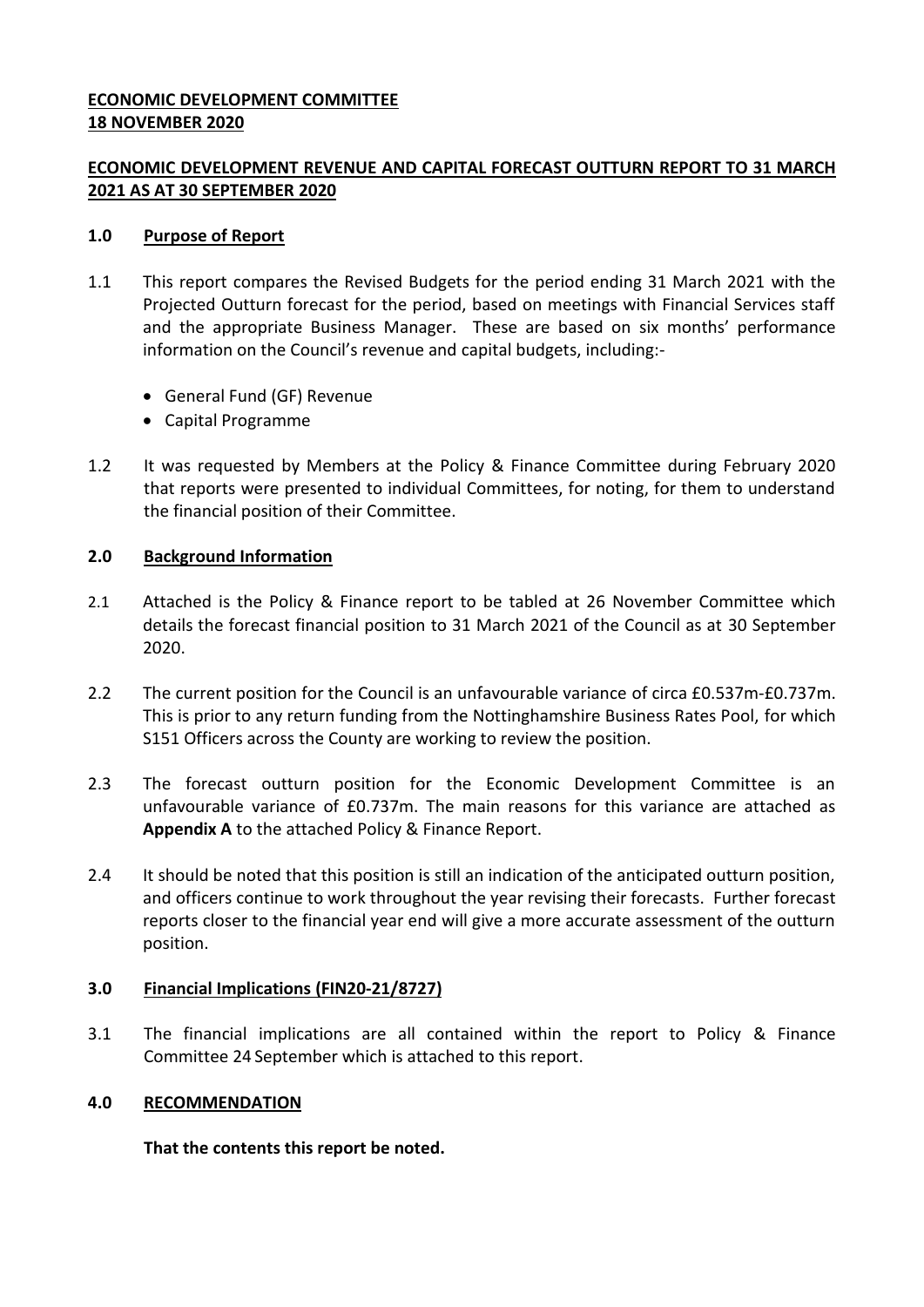**ECONOMIC DEVELOPMENT COMMITTEE**
**18 NOVEMBER 2020**

**ECONOMIC DEVELOPMENT REVENUE AND CAPITAL FORECAST OUTTURN REPORT TO 31 MARCH 2021 AS AT 30 SEPTEMBER 2020**

## 1.0 Purpose of Report

1.1 This report compares the Revised Budgets for the period ending 31 March 2021 with the Projected Outturn forecast for the period, based on meetings with Financial Services staff and the appropriate Business Manager. These are based on six months' performance information on the Council's revenue and capital budgets, including:-

- General Fund (GF) Revenue
- Capital Programme

1.2 It was requested by Members at the Policy & Finance Committee during February 2020 that reports were presented to individual Committees, for noting, for them to understand the financial position of their Committee.

## 2.0 Background Information

2.1 Attached is the Policy & Finance report to be tabled at 26 November Committee which details the forecast financial position to 31 March 2021 of the Council as at 30 September 2020.

2.2 The current position for the Council is an unfavourable variance of circa £0.537m-£0.737m. This is prior to any return funding from the Nottinghamshire Business Rates Pool, for which S151 Officers across the County are working to review the position.

2.3 The forecast outturn position for the Economic Development Committee is an unfavourable variance of £0.737m. The main reasons for this variance are attached as **Appendix A** to the attached Policy & Finance Report.

2.4 It should be noted that this position is still an indication of the anticipated outturn position, and officers continue to work throughout the year revising their forecasts. Further forecast reports closer to the financial year end will give a more accurate assessment of the outturn position.

## 3.0 Financial Implications (FIN20-21/8727)

3.1 The financial implications are all contained within the report to Policy & Finance Committee 24 September which is attached to this report.

## 4.0 RECOMMENDATION

**That the contents this report be noted.**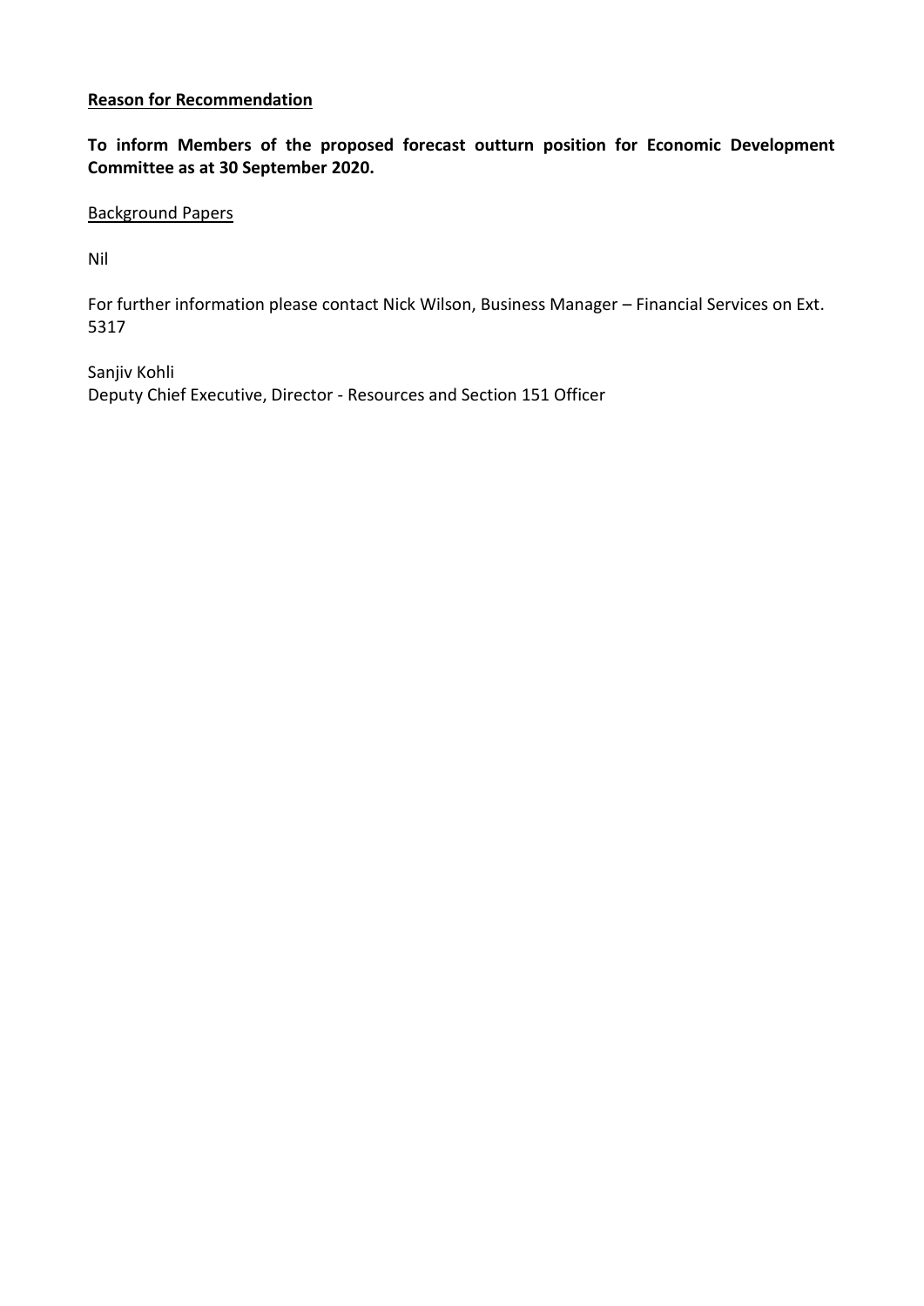**Reason for Recommendation**

**To inform Members of the proposed forecast outturn position for Economic Development Committee as at 30 September 2020.**

Background Papers

Nil

For further information please contact Nick Wilson, Business Manager – Financial Services on Ext. 5317

Sanjiv Kohli
Deputy Chief Executive, Director - Resources and Section 151 Officer